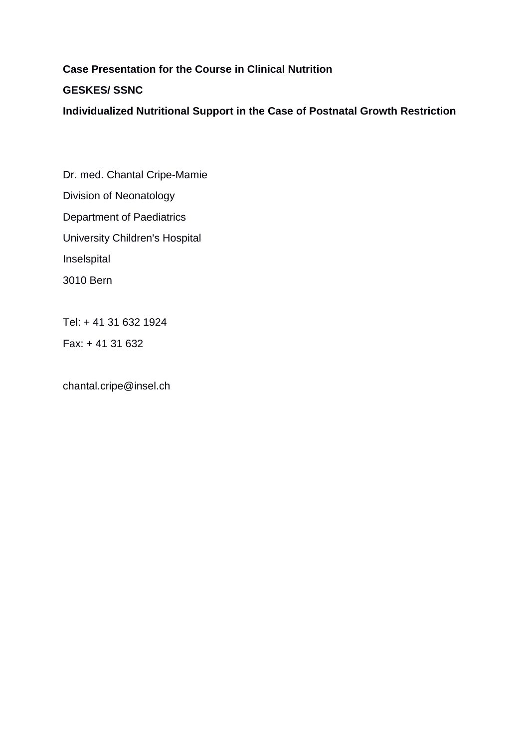**Case Presentation for the Course in Clinical Nutrition**

**GESKES/ SSNC**

**Individualized Nutritional Support in the Case of Postnatal Growth Restriction**

Dr. med. Chantal Cripe-Mamie

Division of Neonatology

Department of Paediatrics

University Children's Hospital

Inselspital

3010 Bern

Tel: + 41 31 632 1924

Fax: + 41 31 632

chantal.cripe@insel.ch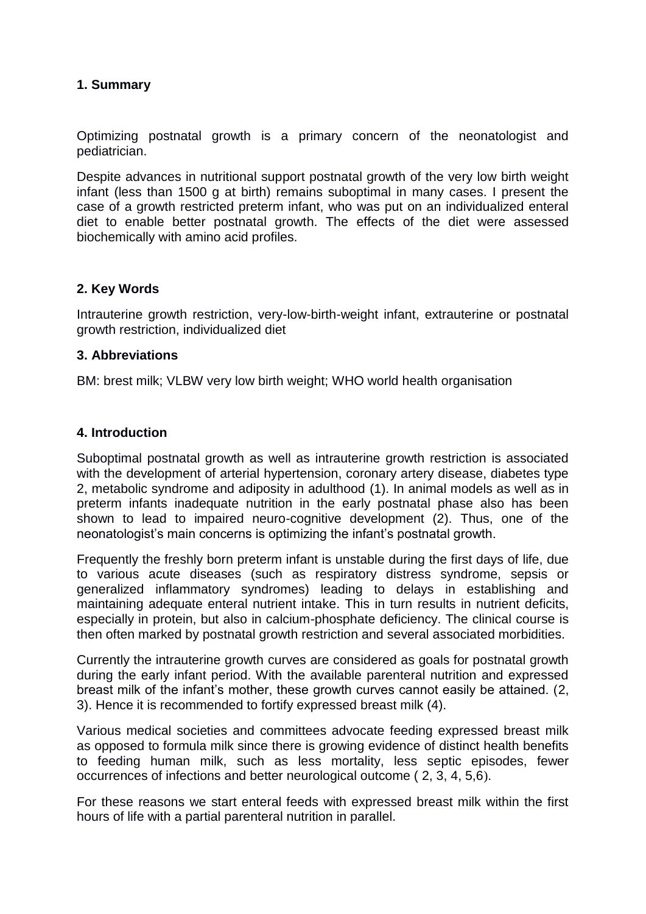## 1. Summary

Optimizing postnatal growth is a primary concern of the neonatologist and pediatrician.

Despite advances in nutritional support postnatal growth of the very low birth weight infant (less than 1500 g at birth) remains suboptimal in many cases. I present the case of a growth restricted preterm infant, who was put on an individualized enteral diet to enable better postnatal growth. The effects of the diet were assessed biochemically with amino acid profiles.

## 2. Key Words

Intrauterine growth restriction, very-low-birth-weight infant, extrauterine or postnatal growth restriction, individualized diet

## 3. Abbreviations

BM: brest milk; VLBW very low birth weight; WHO world health organisation

## 4. Introduction

Suboptimal postnatal growth as well as intrauterine growth restriction is associated with the development of arterial hypertension, coronary artery disease, diabetes type 2, metabolic syndrome and adiposity in adulthood (1). In animal models as well as in preterm infants inadequate nutrition in the early postnatal phase also has been shown to lead to impaired neuro-cognitive development (2). Thus, one of the neonatologist's main concerns is optimizing the infant's postnatal growth.

Frequently the freshly born preterm infant is unstable during the first days of life, due to various acute diseases (such as respiratory distress syndrome, sepsis or generalized inflammatory syndromes) leading to delays in establishing and maintaining adequate enteral nutrient intake. This in turn results in nutrient deficits, especially in protein, but also in calcium-phosphate deficiency. The clinical course is then often marked by postnatal growth restriction and several associated morbidities.

Currently the intrauterine growth curves are considered as goals for postnatal growth during the early infant period. With the available parenteral nutrition and expressed breast milk of the infant's mother, these growth curves cannot easily be attained. (2, 3). Hence it is recommended to fortify expressed breast milk (4).

Various medical societies and committees advocate feeding expressed breast milk as opposed to formula milk since there is growing evidence of distinct health benefits to feeding human milk, such as less mortality, less septic episodes, fewer occurrences of infections and better neurological outcome ( 2, 3, 4, 5,6).

For these reasons we start enteral feeds with expressed breast milk within the first hours of life with a partial parenteral nutrition in parallel.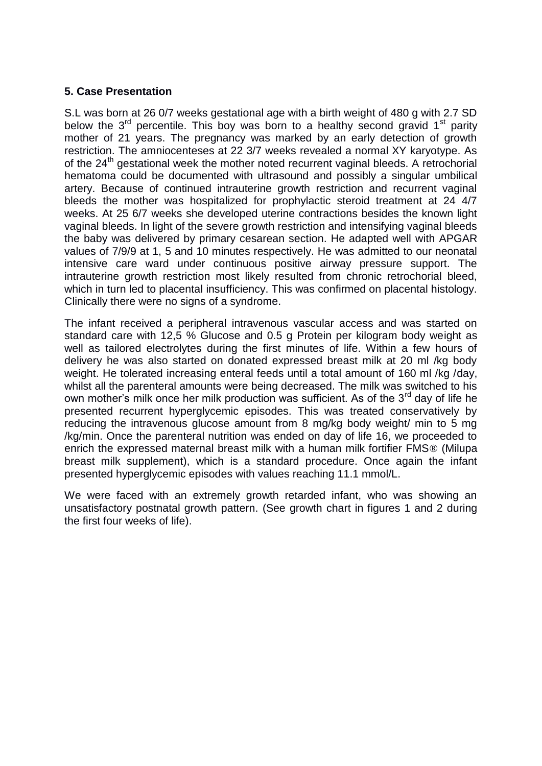### 5. Case Presentation

S.L was born at 26 0/7 weeks gestational age with a birth weight of 480 g with 2.7 SD below the 3rd percentile. This boy was born to a healthy second gravid 1st parity mother of 21 years. The pregnancy was marked by an early detection of growth restriction. The amniocenteses at 22 3/7 weeks revealed a normal XY karyotype. As of the 24th gestational week the mother noted recurrent vaginal bleeds. A retrochorial hematoma could be documented with ultrasound and possibly a singular umbilical artery. Because of continued intrauterine growth restriction and recurrent vaginal bleeds the mother was hospitalized for prophylactic steroid treatment at 24 4/7 weeks. At 25 6/7 weeks she developed uterine contractions besides the known light vaginal bleeds. In light of the severe growth restriction and intensifying vaginal bleeds the baby was delivered by primary cesarean section. He adapted well with APGAR values of 7/9/9 at 1, 5 and 10 minutes respectively. He was admitted to our neonatal intensive care ward under continuous positive airway pressure support. The intrauterine growth restriction most likely resulted from chronic retrochorial bleed, which in turn led to placental insufficiency. This was confirmed on placental histology. Clinically there were no signs of a syndrome.

The infant received a peripheral intravenous vascular access and was started on standard care with 12,5 % Glucose and 0.5 g Protein per kilogram body weight as well as tailored electrolytes during the first minutes of life. Within a few hours of delivery he was also started on donated expressed breast milk at 20 ml /kg body weight. He tolerated increasing enteral feeds until a total amount of 160 ml /kg /day, whilst all the parenteral amounts were being decreased. The milk was switched to his own mother's milk once her milk production was sufficient. As of the 3rd day of life he presented recurrent hyperglycemic episodes. This was treated conservatively by reducing the intravenous glucose amount from 8 mg/kg body weight/ min to 5 mg /kg/min. Once the parenteral nutrition was ended on day of life 16, we proceeded to enrich the expressed maternal breast milk with a human milk fortifier FMS® (Milupa breast milk supplement), which is a standard procedure. Once again the infant presented hyperglycemic episodes with values reaching 11.1 mmol/L.

We were faced with an extremely growth retarded infant, who was showing an unsatisfactory postnatal growth pattern. (See growth chart in figures 1 and 2 during the first four weeks of life).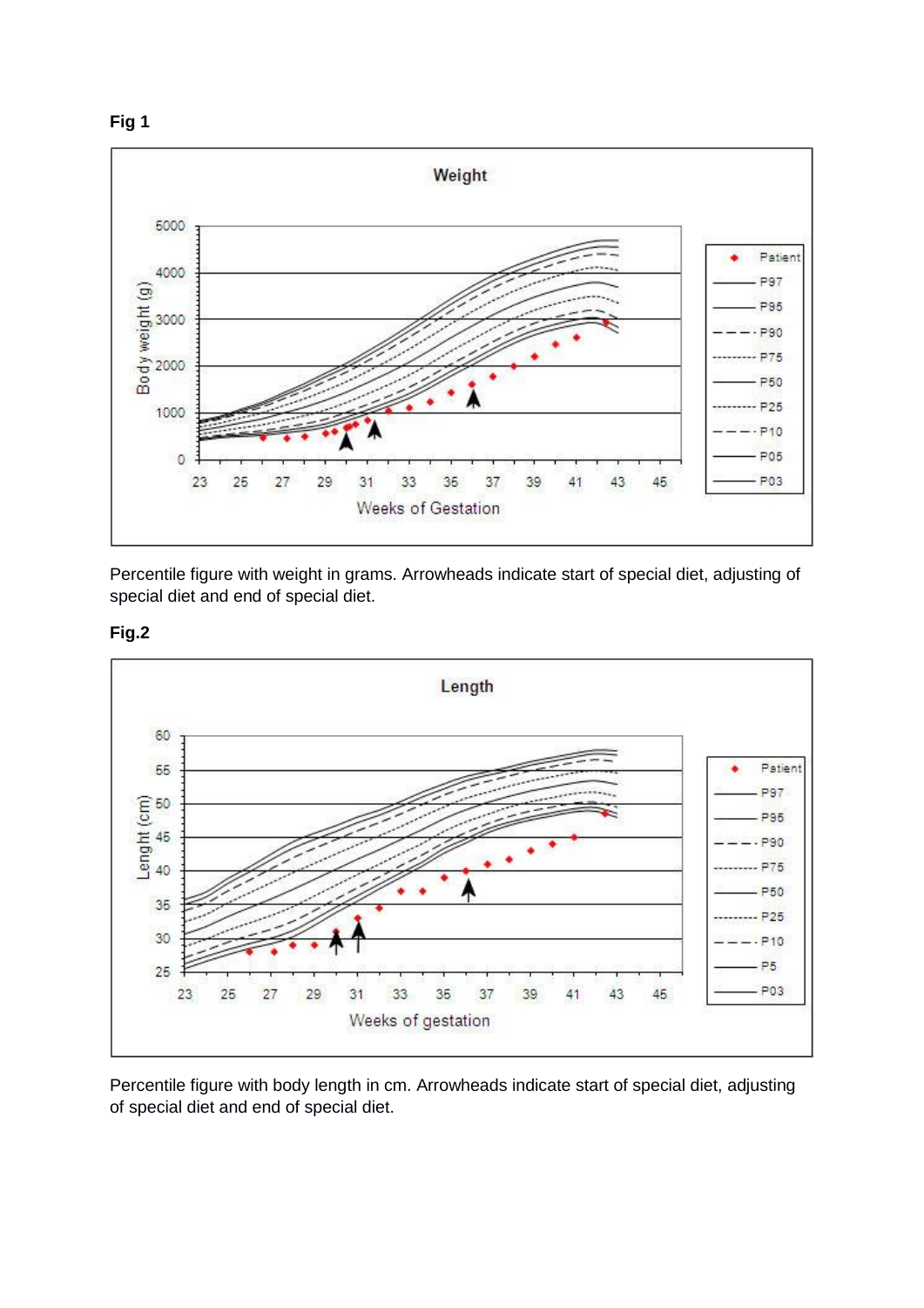**Fig 1**

Percentile figure with weight in grams. Arrowheads indicate start of special diet, adjusting of special diet and end of special diet.

**Fig.2**

Percentile figure with body length in cm. Arrowheads indicate start of special diet, adjusting of special diet and end of special diet.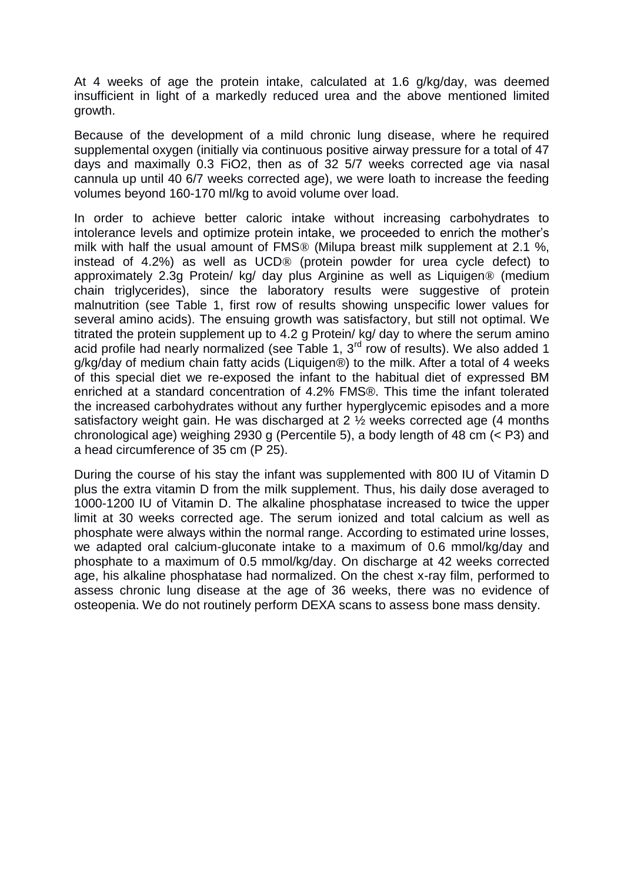At 4 weeks of age the protein intake, calculated at 1.6 g/kg/day, was deemed insufficient in light of a markedly reduced urea and the above mentioned limited growth.

Because of the development of a mild chronic lung disease, where he required supplemental oxygen (initially via continuous positive airway pressure for a total of 47 days and maximally 0.3 FiO2, then as of 32 5/7 weeks corrected age via nasal cannula up until 40 6/7 weeks corrected age), we were loath to increase the feeding volumes beyond 160-170 ml/kg to avoid volume over load.

In order to achieve better caloric intake without increasing carbohydrates to intolerance levels and optimize protein intake, we proceeded to enrich the mother's milk with half the usual amount of FMS® (Milupa breast milk supplement at 2.1 %, instead of 4.2%) as well as UCD® (protein powder for urea cycle defect) to approximately 2.3g Protein/ kg/ day plus Arginine as well as Liquigen® (medium chain triglycerides), since the laboratory results were suggestive of protein malnutrition (see Table 1, first row of results showing unspecific lower values for several amino acids). The ensuing growth was satisfactory, but still not optimal. We titrated the protein supplement up to 4.2 g Protein/ kg/ day to where the serum amino acid profile had nearly normalized (see Table 1, 3rd row of results). We also added 1 g/kg/day of medium chain fatty acids (Liquigen®) to the milk. After a total of 4 weeks of this special diet we re-exposed the infant to the habitual diet of expressed BM enriched at a standard concentration of 4.2% FMS®. This time the infant tolerated the increased carbohydrates without any further hyperglycemic episodes and a more satisfactory weight gain. He was discharged at 2 ½ weeks corrected age (4 months chronological age) weighing 2930 g (Percentile 5), a body length of 48 cm (< P3) and a head circumference of 35 cm (P 25).

During the course of his stay the infant was supplemented with 800 IU of Vitamin D plus the extra vitamin D from the milk supplement. Thus, his daily dose averaged to 1000-1200 IU of Vitamin D. The alkaline phosphatase increased to twice the upper limit at 30 weeks corrected age. The serum ionized and total calcium as well as phosphate were always within the normal range. According to estimated urine losses, we adapted oral calcium-gluconate intake to a maximum of 0.6 mmol/kg/day and phosphate to a maximum of 0.5 mmol/kg/day. On discharge at 42 weeks corrected age, his alkaline phosphatase had normalized. On the chest x-ray film, performed to assess chronic lung disease at the age of 36 weeks, there was no evidence of osteopenia. We do not routinely perform DEXA scans to assess bone mass density.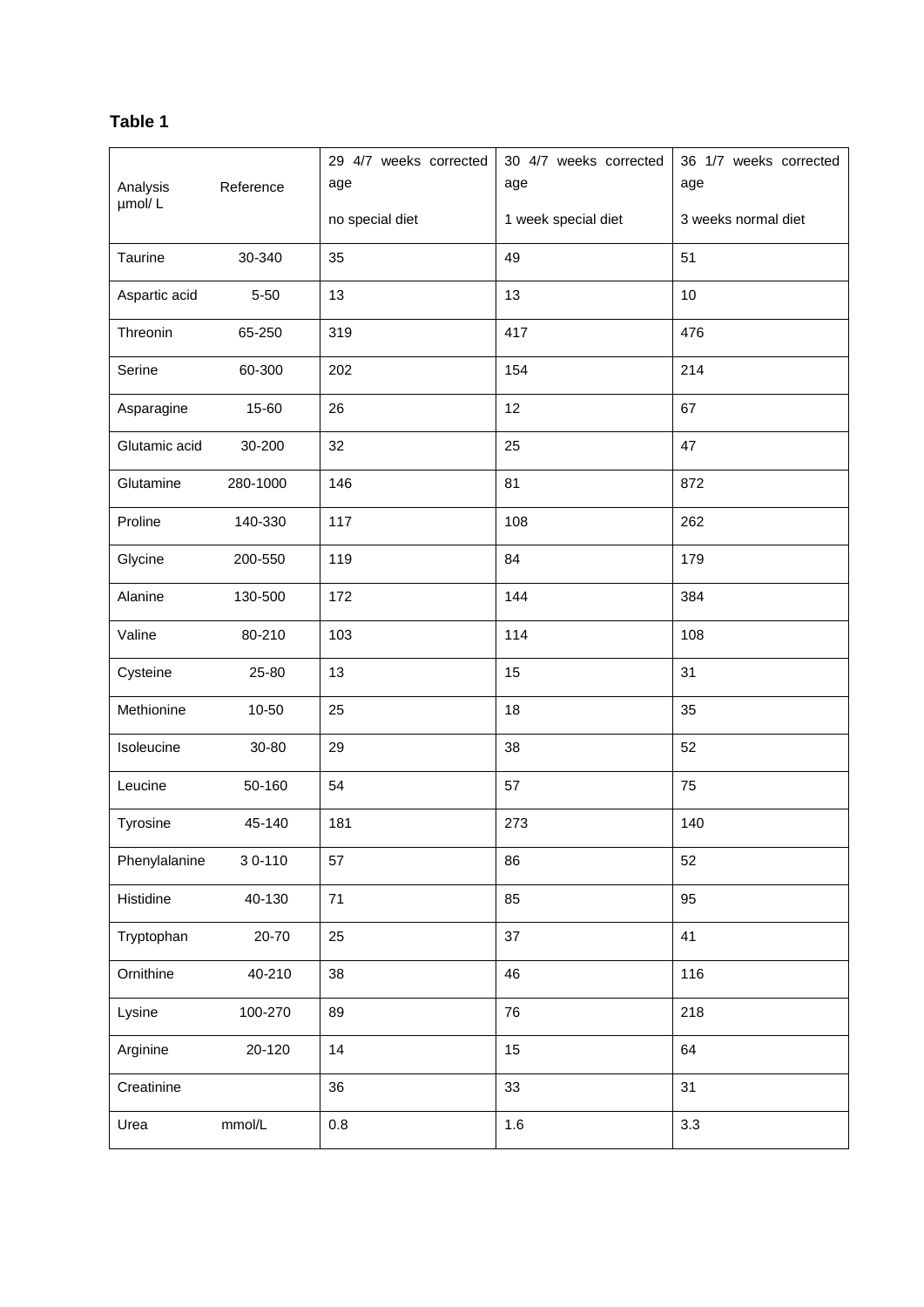**Table 1**

| Analysis µmol/ L | Reference | 29 4/7 weeks corrected age<br><br>no special diet | 30 4/7 weeks corrected age<br><br>1 week special diet | 36 1/7 weeks corrected age<br><br>3 weeks normal diet |
|---|---|---|---|---|
| Taurine | 30-340 | 35 | 49 | 51 |
| Aspartic acid | 5-50 | 13 | 13 | 10 |
| Threonin | 65-250 | 319 | 417 | 476 |
| Serine | 60-300 | 202 | 154 | 214 |
| Asparagine | 15-60 | 26 | 12 | 67 |
| Glutamic acid | 30-200 | 32 | 25 | 47 |
| Glutamine | 280-1000 | 146 | 81 | 872 |
| Proline | 140-330 | 117 | 108 | 262 |
| Glycine | 200-550 | 119 | 84 | 179 |
| Alanine | 130-500 | 172 | 144 | 384 |
| Valine | 80-210 | 103 | 114 | 108 |
| Cysteine | 25-80 | 13 | 15 | 31 |
| Methionine | 10-50 | 25 | 18 | 35 |
| Isoleucine | 30-80 | 29 | 38 | 52 |
| Leucine | 50-160 | 54 | 57 | 75 |
| Tyrosine | 45-140 | 181 | 273 | 140 |
| Phenylalanine | 3 0-110 | 57 | 86 | 52 |
| Histidine | 40-130 | 71 | 85 | 95 |
| Tryptophan | 20-70 | 25 | 37 | 41 |
| Ornithine | 40-210 | 38 | 46 | 116 |
| Lysine | 100-270 | 89 | 76 | 218 |
| Arginine | 20-120 | 14 | 15 | 64 |
| Creatinine | | 36 | 33 | 31 |
| Urea | mmol/L | 0.8 | 1.6 | 3.3 |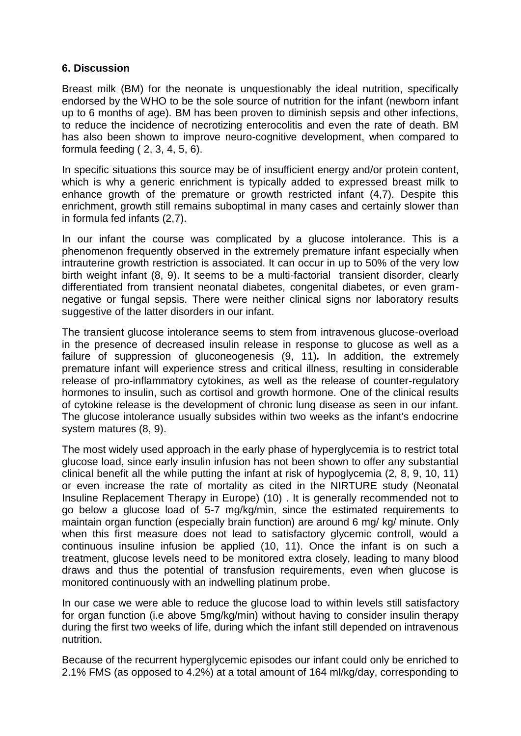### 6. Discussion

Breast milk (BM) for the neonate is unquestionably the ideal nutrition, specifically endorsed by the WHO to be the sole source of nutrition for the infant (newborn infant up to 6 months of age). BM has been proven to diminish sepsis and other infections, to reduce the incidence of necrotizing enterocolitis and even the rate of death. BM has also been shown to improve neuro-cognitive development, when compared to formula feeding ( 2, 3, 4, 5, 6).

In specific situations this source may be of insufficient energy and/or protein content, which is why a generic enrichment is typically added to expressed breast milk to enhance growth of the premature or growth restricted infant (4,7). Despite this enrichment, growth still remains suboptimal in many cases and certainly slower than in formula fed infants (2,7).

In our infant the course was complicated by a glucose intolerance. This is a phenomenon frequently observed in the extremely premature infant especially when intrauterine growth restriction is associated. It can occur in up to 50% of the very low birth weight infant (8, 9). It seems to be a multi-factorial transient disorder, clearly differentiated from transient neonatal diabetes, congenital diabetes, or even gram-negative or fungal sepsis. There were neither clinical signs nor laboratory results suggestive of the latter disorders in our infant.

The transient glucose intolerance seems to stem from intravenous glucose-overload in the presence of decreased insulin release in response to glucose as well as a failure of suppression of gluconeogenesis (9, 11)*.* In addition, the extremely premature infant will experience stress and critical illness, resulting in considerable release of pro-inflammatory cytokines, as well as the release of counter-regulatory hormones to insulin, such as cortisol and growth hormone. One of the clinical results of cytokine release is the development of chronic lung disease as seen in our infant. The glucose intolerance usually subsides within two weeks as the infant's endocrine system matures (8, 9).

The most widely used approach in the early phase of hyperglycemia is to restrict total glucose load, since early insulin infusion has not been shown to offer any substantial clinical benefit all the while putting the infant at risk of hypoglycemia (2, 8, 9, 10, 11) or even increase the rate of mortality as cited in the NIRTURE study (Neonatal Insuline Replacement Therapy in Europe) (10) . It is generally recommended not to go below a glucose load of 5-7 mg/kg/min, since the estimated requirements to maintain organ function (especially brain function) are around 6 mg/ kg/ minute. Only when this first measure does not lead to satisfactory glycemic controll, would a continuous insuline infusion be applied (10, 11). Once the infant is on such a treatment, glucose levels need to be monitored extra closely, leading to many blood draws and thus the potential of transfusion requirements, even when glucose is monitored continuously with an indwelling platinum probe.

In our case we were able to reduce the glucose load to within levels still satisfactory for organ function (i.e above 5mg/kg/min) without having to consider insulin therapy during the first two weeks of life, during which the infant still depended on intravenous nutrition.

Because of the recurrent hyperglycemic episodes our infant could only be enriched to 2.1% FMS (as opposed to 4.2%) at a total amount of 164 ml/kg/day, corresponding to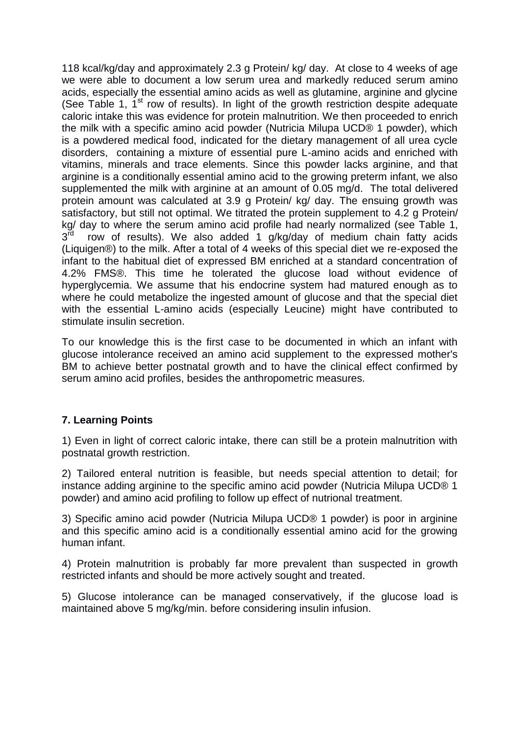118 kcal/kg/day and approximately 2.3 g Protein/ kg/ day. At close to 4 weeks of age we were able to document a low serum urea and markedly reduced serum amino acids, especially the essential amino acids as well as glutamine, arginine and glycine (See Table 1, 1st row of results). In light of the growth restriction despite adequate caloric intake this was evidence for protein malnutrition. We then proceeded to enrich the milk with a specific amino acid powder (Nutricia Milupa UCD® 1 powder), which is a powdered medical food, indicated for the dietary management of all urea cycle disorders, containing a mixture of essential pure L-amino acids and enriched with vitamins, minerals and trace elements. Since this powder lacks arginine, and that arginine is a conditionally essential amino acid to the growing preterm infant, we also supplemented the milk with arginine at an amount of 0.05 mg/d. The total delivered protein amount was calculated at 3.9 g Protein/ kg/ day. The ensuing growth was satisfactory, but still not optimal. We titrated the protein supplement to 4.2 g Protein/ kg/ day to where the serum amino acid profile had nearly normalized (see Table 1, 3rd row of results). We also added 1 g/kg/day of medium chain fatty acids (Liquigen®) to the milk. After a total of 4 weeks of this special diet we re-exposed the infant to the habitual diet of expressed BM enriched at a standard concentration of 4.2% FMS®. This time he tolerated the glucose load without evidence of hyperglycemia. We assume that his endocrine system had matured enough as to where he could metabolize the ingested amount of glucose and that the special diet with the essential L-amino acids (especially Leucine) might have contributed to stimulate insulin secretion.

To our knowledge this is the first case to be documented in which an infant with glucose intolerance received an amino acid supplement to the expressed mother's BM to achieve better postnatal growth and to have the clinical effect confirmed by serum amino acid profiles, besides the anthropometric measures.

## 7. Learning Points

1) Even in light of correct caloric intake, there can still be a protein malnutrition with postnatal growth restriction.

2) Tailored enteral nutrition is feasible, but needs special attention to detail; for instance adding arginine to the specific amino acid powder (Nutricia Milupa UCD® 1 powder) and amino acid profiling to follow up effect of nutrional treatment.

3) Specific amino acid powder (Nutricia Milupa UCD® 1 powder) is poor in arginine and this specific amino acid is a conditionally essential amino acid for the growing human infant.

4) Protein malnutrition is probably far more prevalent than suspected in growth restricted infants and should be more actively sought and treated.

5) Glucose intolerance can be managed conservatively, if the glucose load is maintained above 5 mg/kg/min. before considering insulin infusion.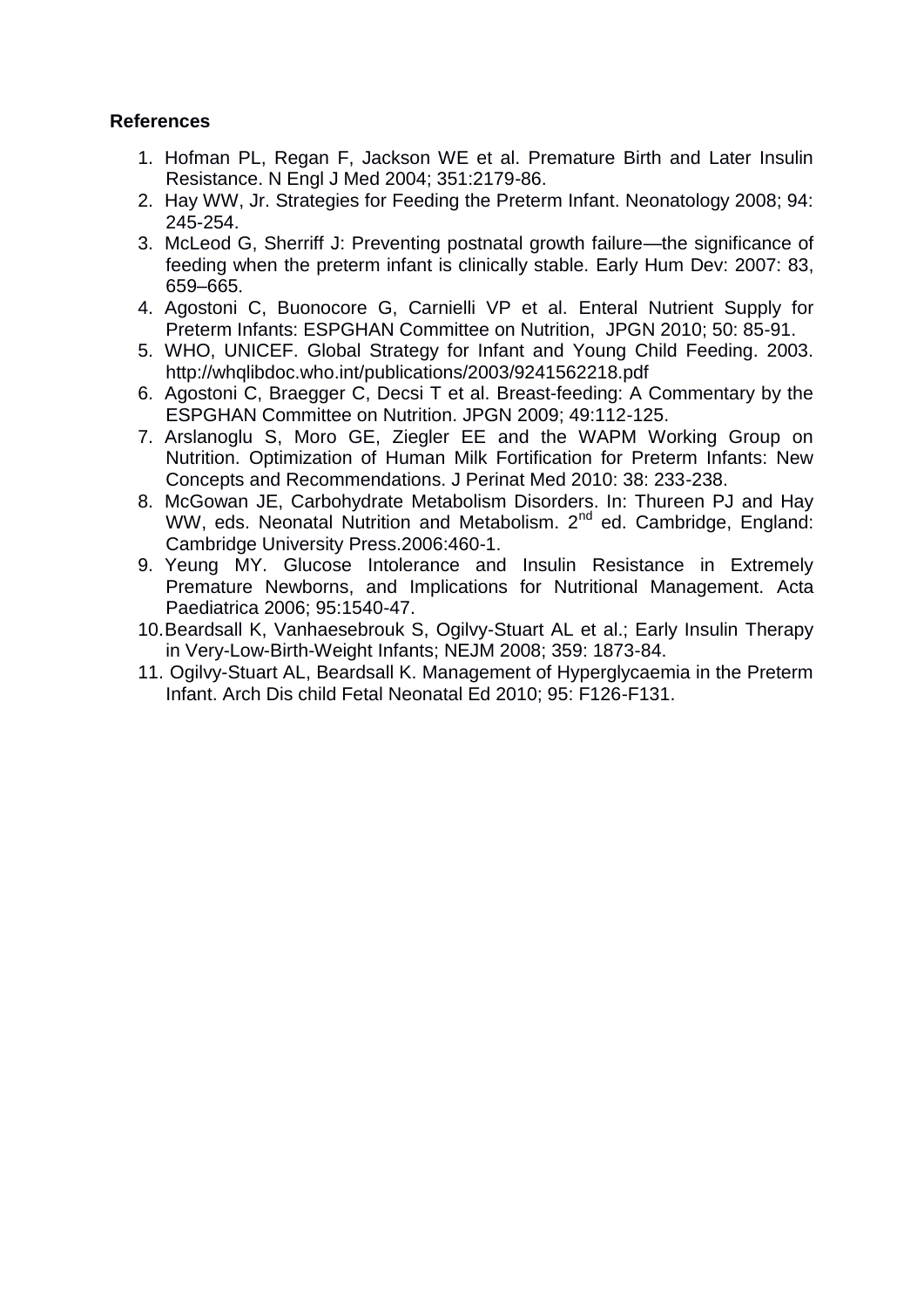**References**

1. Hofman PL, Regan F, Jackson WE et al. Premature Birth and Later Insulin Resistance. N Engl J Med 2004; 351:2179-86.
2. Hay WW, Jr. Strategies for Feeding the Preterm Infant. Neonatology 2008; 94: 245-254.
3. McLeod G, Sherriff J: Preventing postnatal growth failure—the significance of feeding when the preterm infant is clinically stable. Early Hum Dev: 2007: 83, 659–665.
4. Agostoni C, Buonocore G, Carnielli VP et al. Enteral Nutrient Supply for Preterm Infants: ESPGHAN Committee on Nutrition, JPGN 2010; 50: 85-91.
5. WHO, UNICEF. Global Strategy for Infant and Young Child Feeding. 2003. http://whqlibdoc.who.int/publications/2003/9241562218.pdf
6. Agostoni C, Braegger C, Decsi T et al. Breast-feeding: A Commentary by the ESPGHAN Committee on Nutrition. JPGN 2009; 49:112-125.
7. Arslanoglu S, Moro GE, Ziegler EE and the WAPM Working Group on Nutrition. Optimization of Human Milk Fortification for Preterm Infants: New Concepts and Recommendations. J Perinat Med 2010: 38: 233-238.
8. McGowan JE, Carbohydrate Metabolism Disorders. In: Thureen PJ and Hay WW, eds. Neonatal Nutrition and Metabolism. 2nd ed. Cambridge, England: Cambridge University Press.2006:460-1.
9. Yeung MY. Glucose Intolerance and Insulin Resistance in Extremely Premature Newborns, and Implications for Nutritional Management. Acta Paediatrica 2006; 95:1540-47.
10. Beardsall K, Vanhaesebrouk S, Ogilvy-Stuart AL et al.; Early Insulin Therapy in Very-Low-Birth-Weight Infants; NEJM 2008; 359: 1873-84.
11. Ogilvy-Stuart AL, Beardsall K. Management of Hyperglycaemia in the Preterm Infant. Arch Dis child Fetal Neonatal Ed 2010; 95: F126-F131.